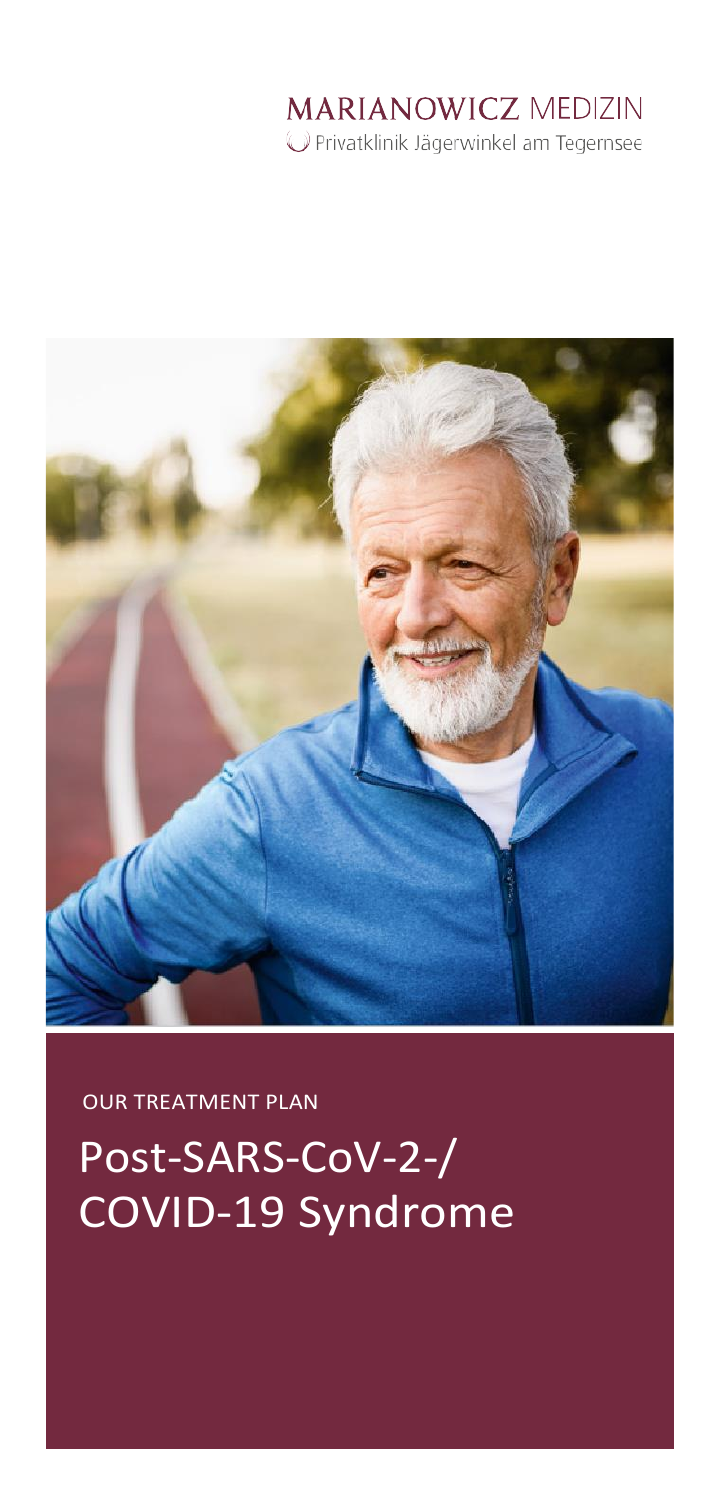MARIANOWICZ MEDIZIN

Privatklinik Jägerwinkel am Tegernsee

OUR TREATMENT PLAN

# Post-SARS-CoV-2-/ COVID-19 Syndrome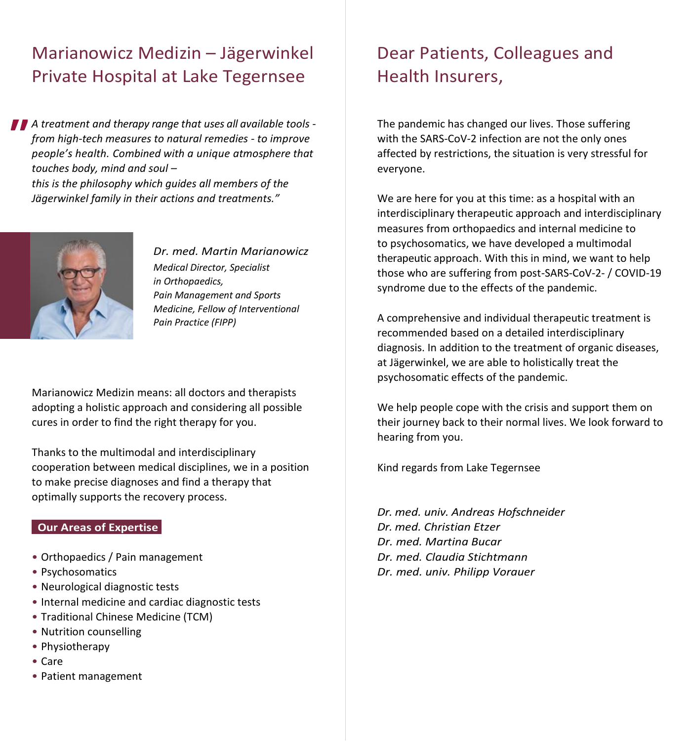# Marianowicz Medizin – Jägerwinkel Private Hospital at Lake Tegernsee

*"A treatment and therapy range that uses all available tools - from high-tech measures to natural remedies - to improve people's health. Combined with a unique atmosphere that touches body, mind and soul – this is the philosophy which guides all members of the Jägerwinkel family in their actions and treatments."*

*Dr. med. Martin Marianowicz*
*Medical Director, Specialist in Orthopaedics, Pain Management and Sports Medicine, Fellow of Interventional Pain Practice (FIPP)*

Marianowicz Medizin means: all doctors and therapists adopting a holistic approach and considering all possible cures in order to find the right therapy for you.

Thanks to the multimodal and interdisciplinary cooperation between medical disciplines, we in a position to make precise diagnoses and find a therapy that optimally supports the recovery process.

**Our Areas of Expertise**

- Orthopaedics / Pain management
- Psychosomatics
- Neurological diagnostic tests
- Internal medicine and cardiac diagnostic tests
- Traditional Chinese Medicine (TCM)
- Nutrition counselling
- Physiotherapy
- Care
- Patient management

# Dear Patients, Colleagues and Health Insurers,

The pandemic has changed our lives. Those suffering with the SARS-CoV-2 infection are not the only ones affected by restrictions, the situation is very stressful for everyone.

We are here for you at this time: as a hospital with an interdisciplinary therapeutic approach and interdisciplinary measures from orthopaedics and internal medicine to to psychosomatics, we have developed a multimodal therapeutic approach. With this in mind, we want to help those who are suffering from post-SARS-CoV-2- / COVID-19 syndrome due to the effects of the pandemic.

A comprehensive and individual therapeutic treatment is recommended based on a detailed interdisciplinary diagnosis. In addition to the treatment of organic diseases, at Jägerwinkel, we are able to holistically treat the psychosomatic effects of the pandemic.

We help people cope with the crisis and support them on their journey back to their normal lives. We look forward to hearing from you.

Kind regards from Lake Tegernsee

*Dr. med. univ. Andreas Hofschneider*
*Dr. med. Christian Etzer*
*Dr. med. Martina Bucar*
*Dr. med. Claudia Stichtmann*
*Dr. med. univ. Philipp Vorauer*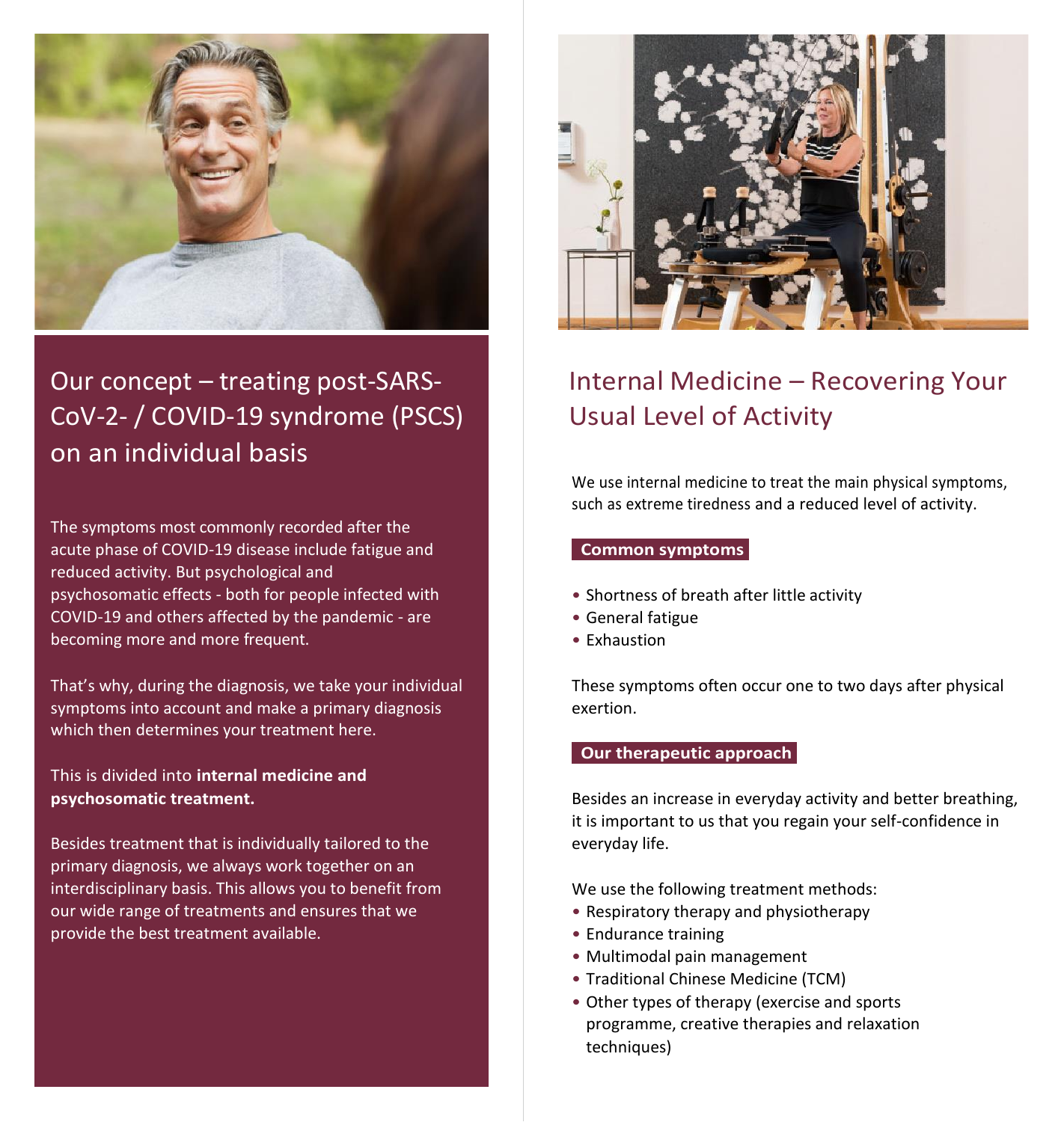## Our concept – treating post-SARS-CoV-2- / COVID-19 syndrome (PSCS) on an individual basis

The symptoms most commonly recorded after the acute phase of COVID-19 disease include fatigue and reduced activity. But psychological and psychosomatic effects - both for people infected with COVID-19 and others affected by the pandemic - are becoming more and more frequent.

That's why, during the diagnosis, we take your individual symptoms into account and make a primary diagnosis which then determines your treatment here.

This is divided into **internal medicine and psychosomatic treatment.**

Besides treatment that is individually tailored to the primary diagnosis, we always work together on an interdisciplinary basis. This allows you to benefit from our wide range of treatments and ensures that we provide the best treatment available.

## Internal Medicine – Recovering Your Usual Level of Activity

We use internal medicine to treat the main physical symptoms, such as extreme tiredness and a reduced level of activity.

**Common symptoms**

- Shortness of breath after little activity
- General fatigue
- Exhaustion

These symptoms often occur one to two days after physical exertion.

**Our therapeutic approach**

Besides an increase in everyday activity and better breathing, it is important to us that you regain your self-confidence in everyday life.

We use the following treatment methods:

- Respiratory therapy and physiotherapy
- Endurance training
- Multimodal pain management
- Traditional Chinese Medicine (TCM)
- Other types of therapy (exercise and sports programme, creative therapies and relaxation techniques)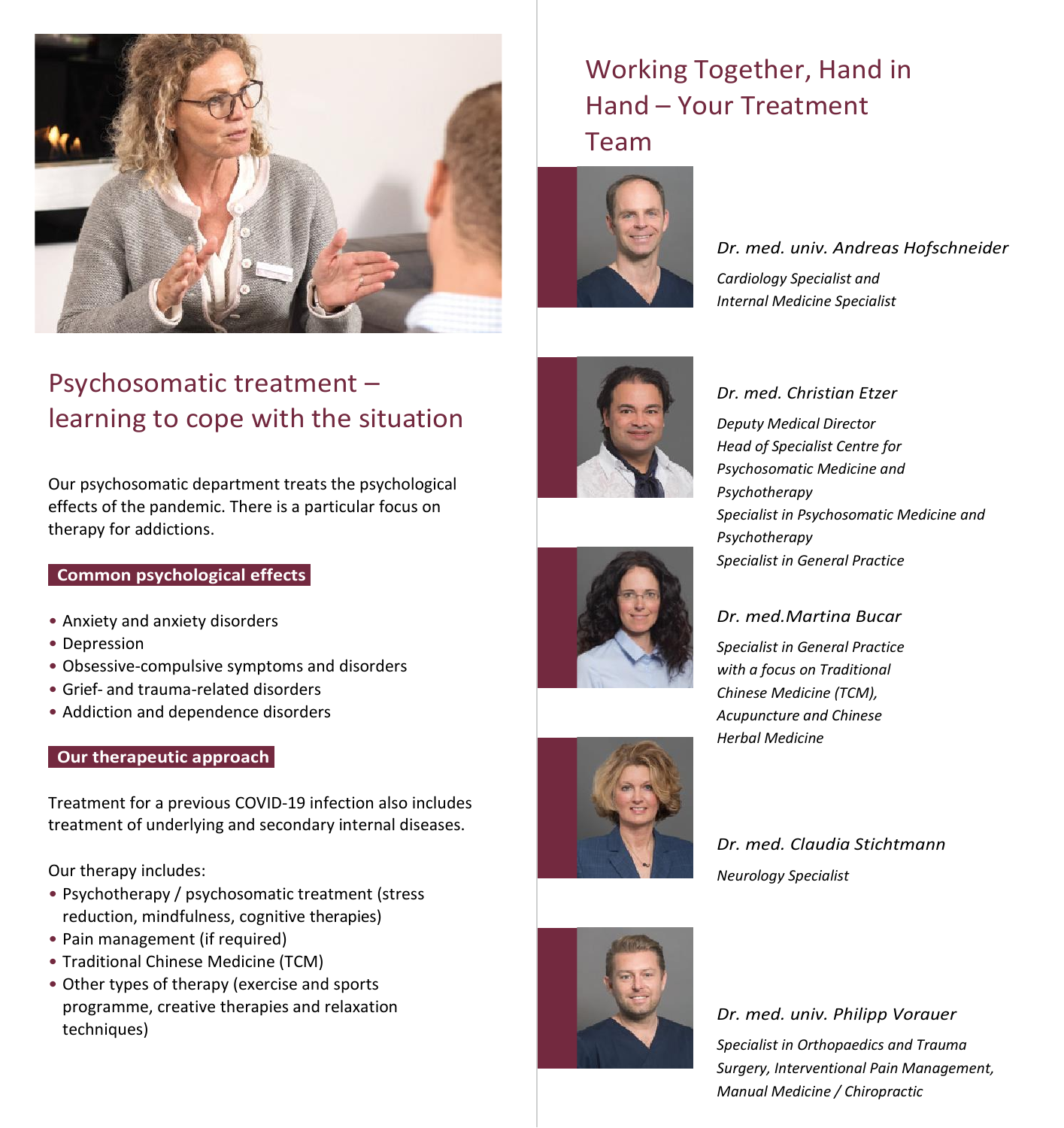## Psychosomatic treatment – learning to cope with the situation

Our psychosomatic department treats the psychological effects of the pandemic. There is a particular focus on therapy for addictions.

**Common psychological effects**

- Anxiety and anxiety disorders
- Depression
- Obsessive-compulsive symptoms and disorders
- Grief- and trauma-related disorders
- Addiction and dependence disorders

**Our therapeutic approach**

Treatment for a previous COVID-19 infection also includes treatment of underlying and secondary internal diseases.

Our therapy includes:

- Psychotherapy / psychosomatic treatment (stress reduction, mindfulness, cognitive therapies)
- Pain management (if required)
- Traditional Chinese Medicine (TCM)
- Other types of therapy (exercise and sports programme, creative therapies and relaxation techniques)

## Working Together, Hand in Hand – Your Treatment Team

*Dr. med. univ. Andreas Hofschneider*

*Cardiology Specialist and Internal Medicine Specialist*

*Dr. med. Christian Etzer*

*Deputy Medical Director*
*Head of Specialist Centre for Psychosomatic Medicine and Psychotherapy*
*Specialist in Psychosomatic Medicine and Psychotherapy*
*Specialist in General Practice*

*Dr. med.Martina Bucar*

*Specialist in General Practice with a focus on Traditional Chinese Medicine (TCM), Acupuncture and Chinese Herbal Medicine*

*Dr. med. Claudia Stichtmann*

*Neurology Specialist*

*Dr. med. univ. Philipp Vorauer*

*Specialist in Orthopaedics and Trauma Surgery, Interventional Pain Management, Manual Medicine / Chiropractic*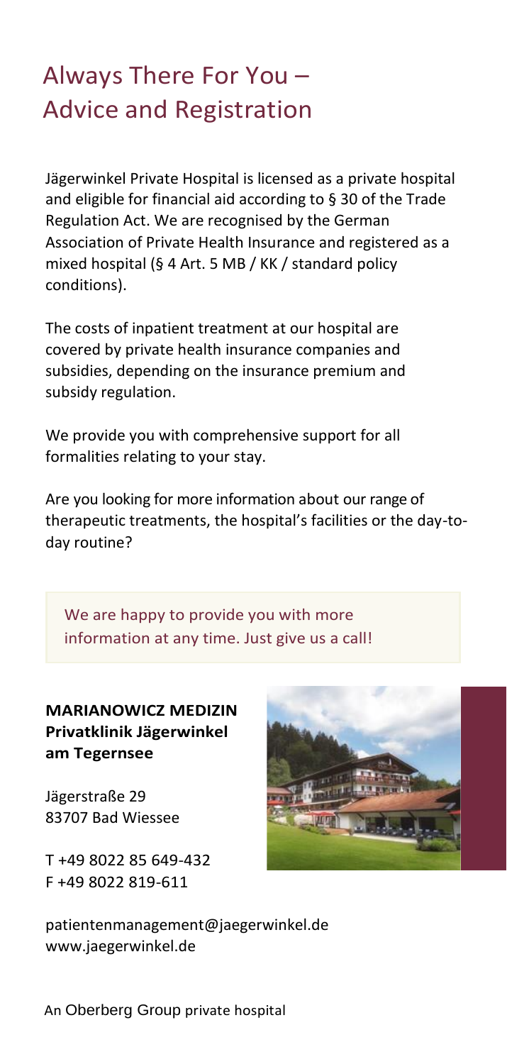# Always There For You – Advice and Registration

Jägerwinkel Private Hospital is licensed as a private hospital and eligible for financial aid according to § 30 of the Trade Regulation Act. We are recognised by the German Association of Private Health Insurance and registered as a mixed hospital (§ 4 Art. 5 MB / KK / standard policy conditions).

The costs of inpatient treatment at our hospital are covered by private health insurance companies and subsidies, depending on the insurance premium and subsidy regulation.

We provide you with comprehensive support for all formalities relating to your stay.

Are you looking for more information about our range of therapeutic treatments, the hospital's facilities or the day-to-day routine?

> We are happy to provide you with more information at any time. Just give us a call!

**MARIANOWICZ MEDIZIN**
**Privatklinik Jägerwinkel am Tegernsee**

Jägerstraße 29
83707 Bad Wiessee

T +49 8022 85 649-432
F +49 8022 819-611

patientenmanagement@jaegerwinkel.de
www.jaegerwinkel.de

An Oberberg Group private hospital